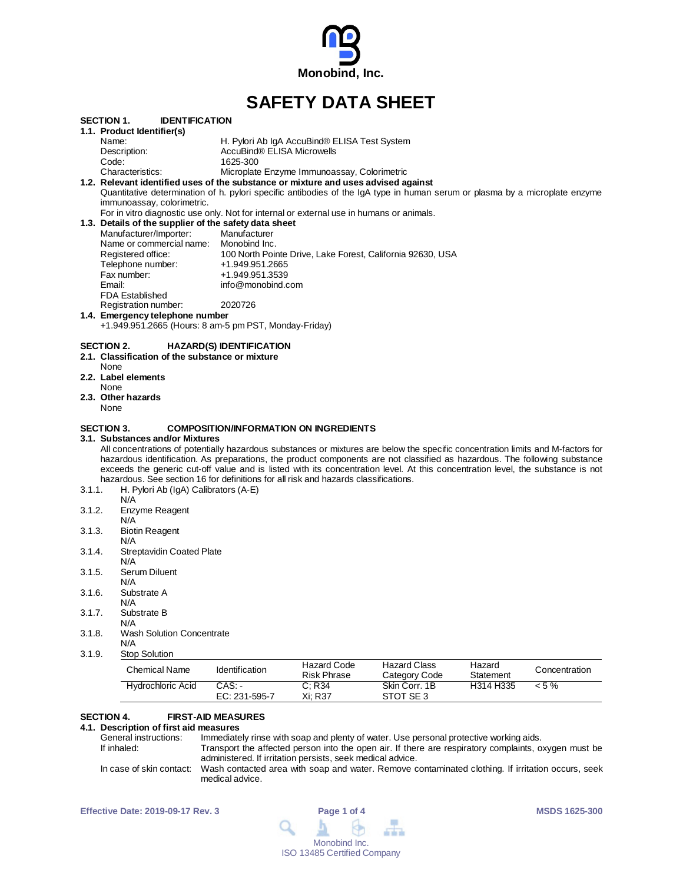Monobind, Inc.

# SAFETY DATA SHEET

## SECTION 1. IDENTIFICATION

### 1.1. Product Identifier(s)

Name: H. Pylori Ab IgA AccuBind® ELISA Test System
Description: AccuBind® ELISA Microwells
Code: 1625-300
Characteristics: Microplate Enzyme Immunoassay, Colorimetric

### 1.2. Relevant identified uses of the substance or mixture and uses advised against

Quantitative determination of h. pylori specific antibodies of the IgA type in human serum or plasma by a microplate enzyme immunoassay, colorimetric.

For in vitro diagnostic use only. Not for internal or external use in humans or animals.

### 1.3. Details of the supplier of the safety data sheet

Manufacturer/Importer: Manufacturer
Name or commercial name: Monobind Inc.
Registered office: 100 North Pointe Drive, Lake Forest, California 92630, USA
Telephone number: +1.949.951.2665
Fax number: +1.949.951.3539
Email: info@monobind.com
FDA Established Registration number: 2020726

### 1.4. Emergency telephone number

+1.949.951.2665 (Hours: 8 am-5 pm PST, Monday-Friday)

## SECTION 2. HAZARD(S) IDENTIFICATION

### 2.1. Classification of the substance or mixture

None

### 2.2. Label elements

None

### 2.3. Other hazards

None

## SECTION 3. COMPOSITION/INFORMATION ON INGREDIENTS

### 3.1. Substances and/or Mixtures

All concentrations of potentially hazardous substances or mixtures are below the specific concentration limits and M-factors for hazardous identification. As preparations, the product components are not classified as hazardous. The following substance exceeds the generic cut-off value and is listed with its concentration level. At this concentration level, the substance is not hazardous. See section 16 for definitions for all risk and hazards classifications.

3.1.1. H. Pylori Ab (IgA) Calibrators (A-E)
N/A

3.1.2. Enzyme Reagent
N/A

3.1.3. Biotin Reagent
N/A

3.1.4. Streptavidin Coated Plate
N/A

3.1.5. Serum Diluent
N/A

3.1.6. Substrate A
N/A

3.1.7. Substrate B
N/A

3.1.8. Wash Solution Concentrate
N/A

3.1.9. Stop Solution

| Chemical Name | Identification | Hazard Code Risk Phrase | Hazard Class Category Code | Hazard Statement | Concentration |
|---|---|---|---|---|---|
| Hydrochloric Acid | CAS: - EC: 231-595-7 | C; R34 Xi; R37 | Skin Corr. 1B STOT SE 3 | H314 H335 | < 5 % |

## SECTION 4. FIRST-AID MEASURES

### 4.1. Description of first aid measures

General instructions: Immediately rinse with soap and plenty of water. Use personal protective working aids.
If inhaled: Transport the affected person into the open air. If there are respiratory complaints, oxygen must be administered. If irritation persists, seek medical advice.
In case of skin contact: Wash contacted area with soap and water. Remove contaminated clothing. If irritation occurs, seek medical advice.

Effective Date: 2019-09-17 Rev. 3 MSDS 1625-300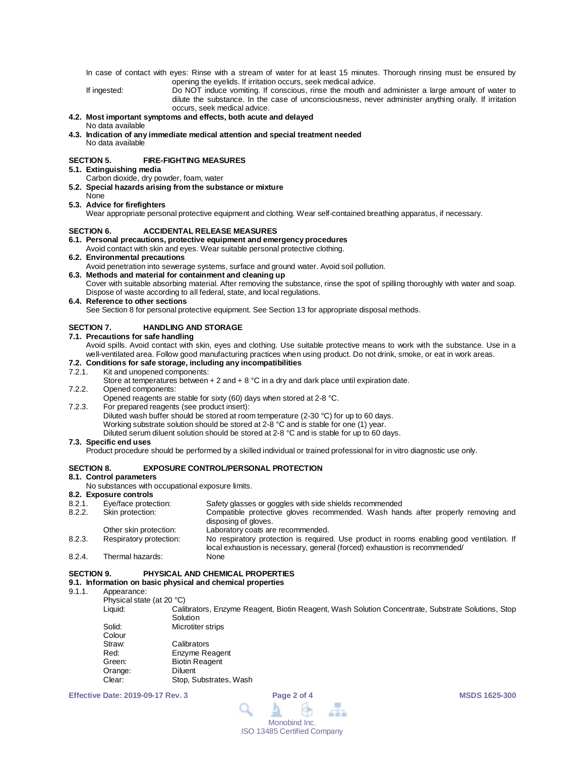In case of contact with eyes: Rinse with a stream of water for at least 15 minutes. Thorough rinsing must be ensured by opening the eyelids. If irritation occurs, seek medical advice.

If ingested: Do NOT induce vomiting. If conscious, rinse the mouth and administer a large amount of water to dilute the substance. In the case of unconsciousness, never administer anything orally. If irritation occurs, seek medical advice.

**4.2. Most important symptoms and effects, both acute and delayed**

No data available

**4.3. Indication of any immediate medical attention and special treatment needed**

No data available

## SECTION 5. FIRE-FIGHTING MEASURES

**5.1. Extinguishing media**

Carbon dioxide, dry powder, foam, water

**5.2. Special hazards arising from the substance or mixture**

None

**5.3. Advice for firefighters**

Wear appropriate personal protective equipment and clothing. Wear self-contained breathing apparatus, if necessary.

## SECTION 6. ACCIDENTAL RELEASE MEASURES

**6.1. Personal precautions, protective equipment and emergency procedures**

Avoid contact with skin and eyes. Wear suitable personal protective clothing.

**6.2. Environmental precautions**

Avoid penetration into sewerage systems, surface and ground water. Avoid soil pollution.

**6.3. Methods and material for containment and cleaning up**

Cover with suitable absorbing material. After removing the substance, rinse the spot of spilling thoroughly with water and soap. Dispose of waste according to all federal, state, and local regulations.

**6.4. Reference to other sections**

See Section 8 for personal protective equipment. See Section 13 for appropriate disposal methods.

## SECTION 7. HANDLING AND STORAGE

**7.1. Precautions for safe handling**

Avoid spills. Avoid contact with skin, eyes and clothing. Use suitable protective means to work with the substance. Use in a well-ventilated area. Follow good manufacturing practices when using product. Do not drink, smoke, or eat in work areas.

**7.2. Conditions for safe storage, including any incompatibilities**

7.2.1. Kit and unopened components:
Store at temperatures between + 2 and + 8 °C in a dry and dark place until expiration date.

7.2.2. Opened components:
Opened reagents are stable for sixty (60) days when stored at 2-8 °C.

7.2.3. For prepared reagents (see product insert):
Diluted wash buffer should be stored at room temperature (2-30 °C) for up to 60 days.
Working substrate solution should be stored at 2-8 °C and is stable for one (1) year.
Diluted serum diluent solution should be stored at 2-8 °C and is stable for up to 60 days.

**7.3. Specific end uses**

Product procedure should be performed by a skilled individual or trained professional for in vitro diagnostic use only.

## SECTION 8. EXPOSURE CONTROL/PERSONAL PROTECTION

**8.1. Control parameters**

No substances with occupational exposure limits.

**8.2. Exposure controls**

8.2.1. Eye/face protection: Safety glasses or goggles with side shields recommended

8.2.2. Skin protection: Compatible protective gloves recommended. Wash hands after properly removing and disposing of gloves.

Other skin protection: Laboratory coats are recommended.

8.2.3. Respiratory protection: No respiratory protection is required. Use product in rooms enabling good ventilation. If local exhaustion is necessary, general (forced) exhaustion is recommended/

8.2.4. Thermal hazards: None

## SECTION 9. PHYSICAL AND CHEMICAL PROPERTIES

**9.1. Information on basic physical and chemical properties**

9.1.1. Appearance:

Physical state (at 20 °C)

Liquid: Calibrators, Enzyme Reagent, Biotin Reagent, Wash Solution Concentrate, Substrate Solutions, Stop Solution

Solid: Microtiter strips

Colour

Straw: Calibrators

Red: Enzyme Reagent

Green: Biotin Reagent

Orange: Diluent

Clear: Stop, Substrates, Wash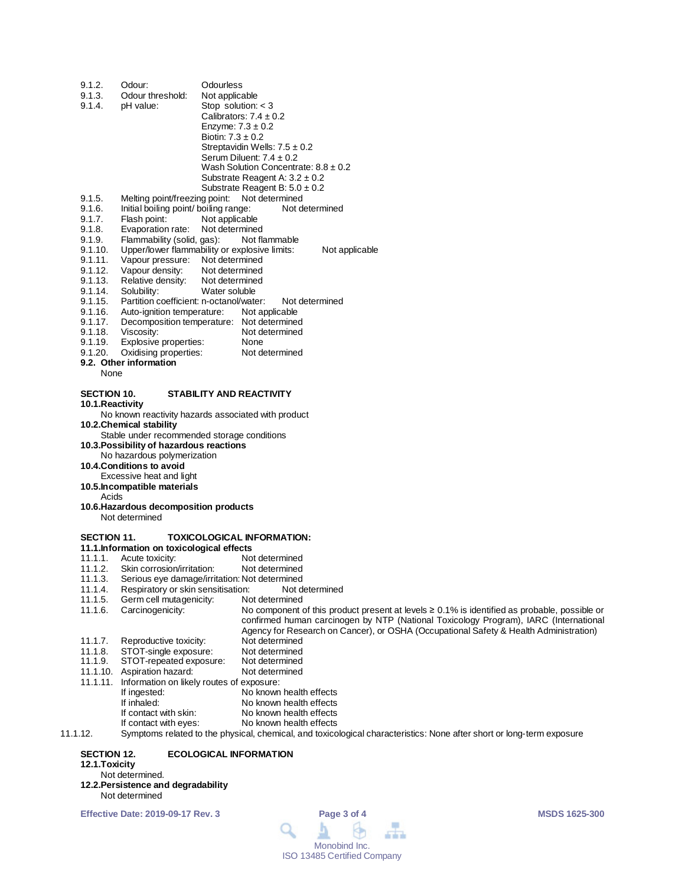9.1.2. Odour: Odourless

9.1.3. Odour threshold: Not applicable

9.1.4. pH value:
Stop solution: < 3
Calibrators: 7.4 ± 0.2
Enzyme: 7.3 ± 0.2
Biotin: 7.3 ± 0.2
Streptavidin Wells: 7.5 ± 0.2
Serum Diluent: 7.4 ± 0.2
Wash Solution Concentrate: 8.8 ± 0.2
Substrate Reagent A: 3.2 ± 0.2
Substrate Reagent B: 5.0 ± 0.2

9.1.5. Melting point/freezing point: Not determined

9.1.6. Initial boiling point/ boiling range: Not determined

9.1.7. Flash point: Not applicable

9.1.8. Evaporation rate: Not determined

9.1.9. Flammability (solid, gas): Not flammable

9.1.10. Upper/lower flammability or explosive limits: Not applicable

9.1.11. Vapour pressure: Not determined

9.1.12. Vapour density: Not determined

9.1.13. Relative density: Not determined

9.1.14. Solubility: Water soluble

9.1.15. Partition coefficient: n-octanol/water: Not determined

9.1.16. Auto-ignition temperature: Not applicable

9.1.17. Decomposition temperature: Not determined

9.1.18. Viscosity: Not determined

9.1.19. Explosive properties: None

9.1.20. Oxidising properties: Not determined

**9.2. Other information**

None

## SECTION 10. STABILITY AND REACTIVITY

**10.1.Reactivity**

No known reactivity hazards associated with product

**10.2.Chemical stability**

Stable under recommended storage conditions

**10.3.Possibility of hazardous reactions**

No hazardous polymerization

**10.4.Conditions to avoid**

Excessive heat and light

**10.5.Incompatible materials**

Acids

**10.6.Hazardous decomposition products**

Not determined

## SECTION 11. TOXICOLOGICAL INFORMATION:

**11.1.Information on toxicological effects**

11.1.1. Acute toxicity: Not determined

11.1.2. Skin corrosion/irritation: Not determined

11.1.3. Serious eye damage/irritation: Not determined

11.1.4. Respiratory or skin sensitisation: Not determined

11.1.5. Germ cell mutagenicity: Not determined

11.1.6. Carcinogenicity: No component of this product present at levels ≥ 0.1% is identified as probable, possible or confirmed human carcinogen by NTP (National Toxicology Program), IARC (International Agency for Research on Cancer), or OSHA (Occupational Safety & Health Administration)

11.1.7. Reproductive toxicity: Not determined

11.1.8. STOT-single exposure: Not determined

11.1.9. STOT-repeated exposure: Not determined

11.1.10. Aspiration hazard: Not determined

11.1.11. Information on likely routes of exposure:
If ingested: No known health effects
If inhaled: No known health effects
If contact with skin: No known health effects
If contact with eyes: No known health effects

11.1.12. Symptoms related to the physical, chemical, and toxicological characteristics: None after short or long-term exposure

## SECTION 12. ECOLOGICAL INFORMATION

**12.1.Toxicity**

Not determined.

**12.2.Persistence and degradability**

Not determined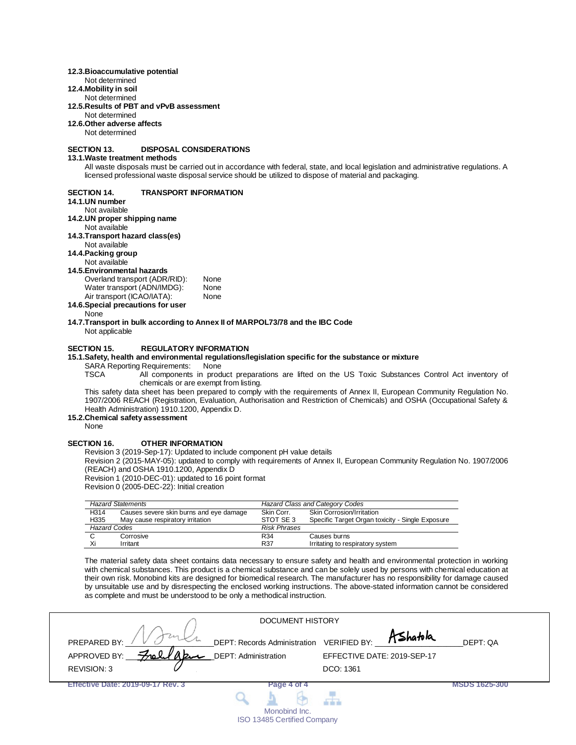**12.3.Bioaccumulative potential**
Not determined

**12.4.Mobility in soil**
Not determined

**12.5.Results of PBT and vPvB assessment**
Not determined

**12.6.Other adverse affects**
Not determined

## SECTION 13. DISPOSAL CONSIDERATIONS

**13.1.Waste treatment methods**

All waste disposals must be carried out in accordance with federal, state, and local legislation and administrative regulations. A licensed professional waste disposal service should be utilized to dispose of material and packaging.

## SECTION 14. TRANSPORT INFORMATION

**14.1.UN number**
Not available

**14.2.UN proper shipping name**
Not available

**14.3.Transport hazard class(es)**
Not available

**14.4.Packing group**
Not available

**14.5.Environmental hazards**
Overland transport (ADR/RID): None
Water transport (ADN/IMDG): None
Air transport (ICAO/IATA): None

**14.6.Special precautions for user**
None

**14.7.Transport in bulk according to Annex II of MARPOL73/78 and the IBC Code**
Not applicable

## SECTION 15. REGULATORY INFORMATION

**15.1.Safety, health and environmental regulations/legislation specific for the substance or mixture**

SARA Reporting Requirements: None

TSCA All components in product preparations are lifted on the US Toxic Substances Control Act inventory of chemicals or are exempt from listing.

This safety data sheet has been prepared to comply with the requirements of Annex II, European Community Regulation No. 1907/2006 REACH (Registration, Evaluation, Authorisation and Restriction of Chemicals) and OSHA (Occupational Safety & Health Administration) 1910.1200, Appendix D.

**15.2.Chemical safety assessment**
None

## SECTION 16. OTHER INFORMATION

Revision 3 (2019-Sep-17): Updated to include component pH value details
Revision 2 (2015-MAY-05): updated to comply with requirements of Annex II, European Community Regulation No. 1907/2006 (REACH) and OSHA 1910.1200, Appendix D
Revision 1 (2010-DEC-01): updated to 16 point format
Revision 0 (2005-DEC-22): Initial creation

| *Hazard Statements* | | *Hazard Class and Category Codes* | |
|---|---|---|---|
| H314 | Causes severe skin burns and eye damage | Skin Corr. | Skin Corrosion/Irritation |
| H335 | May cause respiratory irritation | STOT SE 3 | Specific Target Organ toxicity - Single Exposure |
| *Hazard Codes* | | *Risk Phrases* | |
| C | Corrosive | R34 | Causes burns |
| Xi | Irritant | R37 | Irritating to respiratory system |

The material safety data sheet contains data necessary to ensure safety and health and environmental protection in working with chemical substances. This product is a chemical substance and can be solely used by persons with chemical education at their own risk. Monobind kits are designed for biomedical research. The manufacturer has no responsibility for damage caused by unsuitable use and by disrespecting the enclosed working instructions. The above-stated information cannot be considered as complete and must be understood to be only a methodical instruction.

| DOCUMENT HISTORY | | | |
|---|---|---|---|
| PREPARED BY: [signature] | DEPT: Records Administration | VERIFIED BY: AShatola | DEPT: QA |
| APPROVED BY: [signature] | DEPT: Administration | EFFECTIVE DATE: 2019-SEP-17 | |
| REVISION: 3 | | DCO: 1361 | |

Effective Date: 2019-09-17 Rev. 3 MSDS 1625-300

Monobind Inc.
ISO 13485 Certified Company